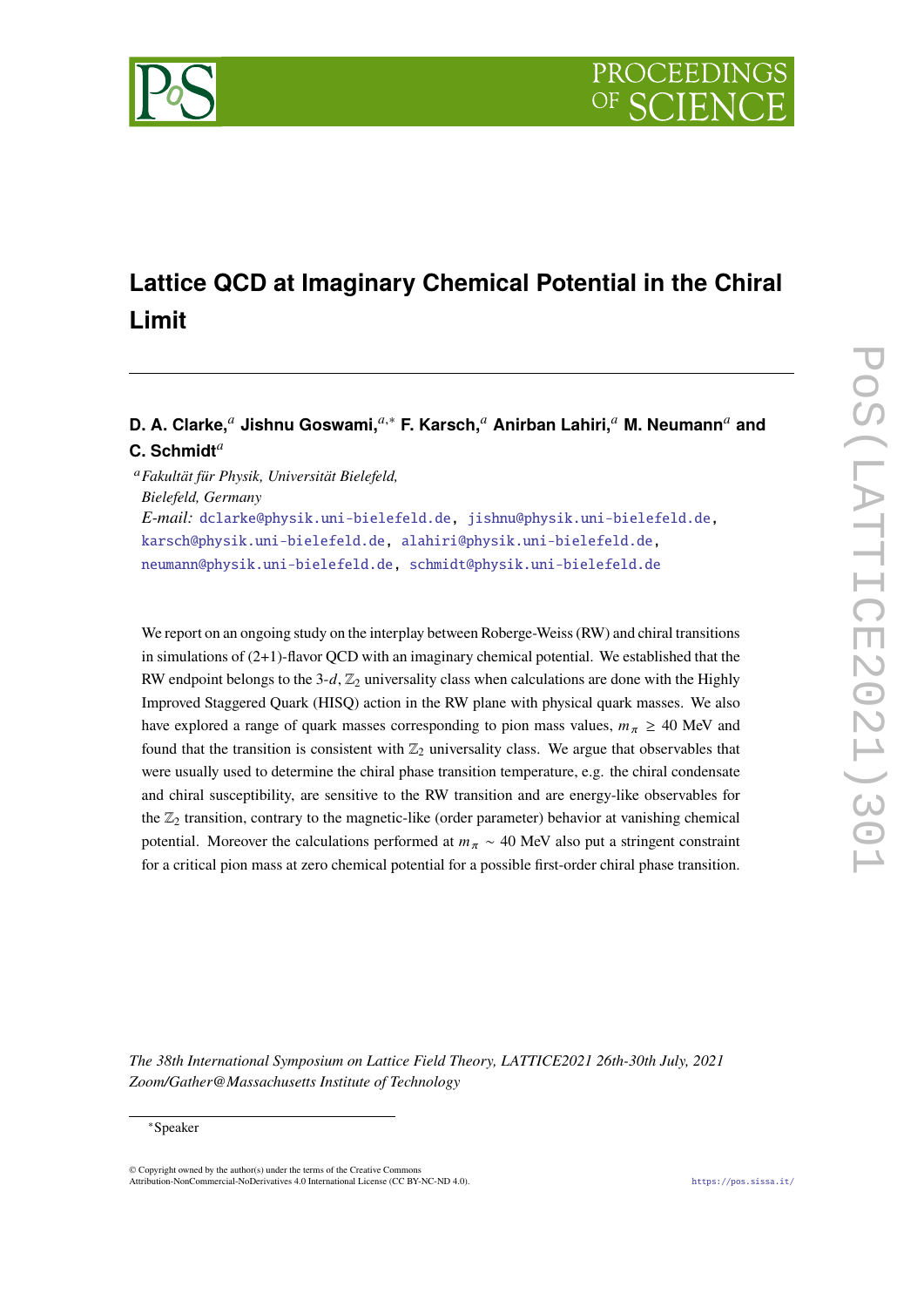# Lattice QCD at Imaginary Chemical Potential in the Chiral Limit

**D. A. Clarke,[a] Jishnu Goswami,[a,*] F. Karsch,[a] Anirban Lahiri,[a] M. Neumann[a] and C. Schmidt[a]**

[a] *Fakultät für Physik, Universität Bielefeld, Bielefeld, Germany*

*E-mail:* dclarke@physik.uni-bielefeld.de, jishnu@physik.uni-bielefeld.de, karsch@physik.uni-bielefeld.de, alahiri@physik.uni-bielefeld.de, neumann@physik.uni-bielefeld.de, schmidt@physik.uni-bielefeld.de

We report on an ongoing study on the interplay between Roberge-Weiss (RW) and chiral transitions in simulations of (2+1)-flavor QCD with an imaginary chemical potential. We established that the RW endpoint belongs to the 3-$d$, $\mathbb{Z}_2$ universality class when calculations are done with the Highly Improved Staggered Quark (HISQ) action in the RW plane with physical quark masses. We also have explored a range of quark masses corresponding to pion mass values, $m_\pi \geq 40$ MeV and found that the transition is consistent with $\mathbb{Z}_2$ universality class. We argue that observables that were usually used to determine the chiral phase transition temperature, e.g. the chiral condensate and chiral susceptibility, are sensitive to the RW transition and are energy-like observables for the $\mathbb{Z}_2$ transition, contrary to the magnetic-like (order parameter) behavior at vanishing chemical potential. Moreover the calculations performed at $m_\pi \sim 40$ MeV also put a stringent constraint for a critical pion mass at zero chemical potential for a possible first-order chiral phase transition.

*The 38th International Symposium on Lattice Field Theory, LATTICE2021 26th-30th July, 2021 Zoom/Gather@Massachusetts Institute of Technology*

*Speaker

© Copyright owned by the author(s) under the terms of the Creative Commons Attribution-NonCommercial-NoDerivatives 4.0 International License (CC BY-NC-ND 4.0).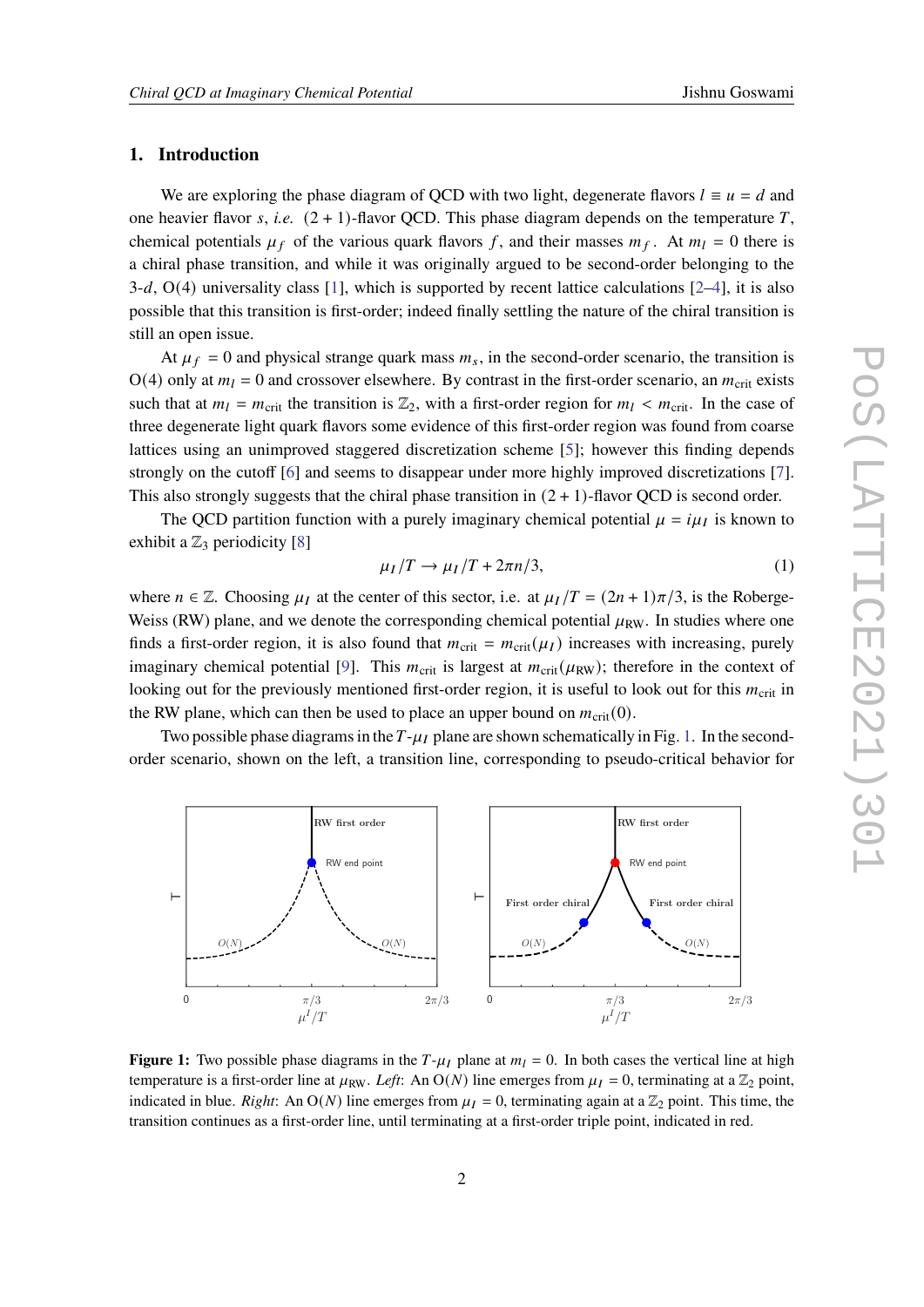## 1. Introduction

We are exploring the phase diagram of QCD with two light, degenerate flavors $l \equiv u = d$ and one heavier flavor $s$, *i.e.* $(2+1)$-flavor QCD. This phase diagram depends on the temperature $T$, chemical potentials $\mu_f$ of the various quark flavors $f$, and their masses $m_f$. At $m_l = 0$ there is a chiral phase transition, and while it was originally argued to be second-order belonging to the 3-$d$, O(4) universality class [1], which is supported by recent lattice calculations [2–4], it is also possible that this transition is first-order; indeed finally settling the nature of the chiral transition is still an open issue.

At $\mu_f = 0$ and physical strange quark mass $m_s$, in the second-order scenario, the transition is O(4) only at $m_l = 0$ and crossover elsewhere. By contrast in the first-order scenario, an $m_{\text{crit}}$ exists such that at $m_l = m_{\text{crit}}$ the transition is $\mathbb{Z}_2$, with a first-order region for $m_l < m_{\text{crit}}$. In the case of three degenerate light quark flavors some evidence of this first-order region was found from coarse lattices using an unimproved staggered discretization scheme [5]; however this finding depends strongly on the cutoff [6] and seems to disappear under more highly improved discretizations [7]. This also strongly suggests that the chiral phase transition in $(2+1)$-flavor QCD is second order.

The QCD partition function with a purely imaginary chemical potential $\mu = i\mu_I$ is known to exhibit a $\mathbb{Z}_3$ periodicity [8]

$$\mu_I/T \to \mu_I/T + 2\pi n/3, \tag{1}$$

where $n \in \mathbb{Z}$. Choosing $\mu_I$ at the center of this sector, i.e. at $\mu_I/T = (2n+1)\pi/3$, is the Roberge-Weiss (RW) plane, and we denote the corresponding chemical potential $\mu_{\text{RW}}$. In studies where one finds a first-order region, it is also found that $m_{\text{crit}} = m_{\text{crit}}(\mu_I)$ increases with increasing, purely imaginary chemical potential [9]. This $m_{\text{crit}}$ is largest at $m_{\text{crit}}(\mu_{\text{RW}})$; therefore in the context of looking out for the previously mentioned first-order region, it is useful to look out for this $m_{\text{crit}}$ in the RW plane, which can then be used to place an upper bound on $m_{\text{crit}}(0)$.

Two possible phase diagrams in the $T$-$\mu_I$ plane are shown schematically in Fig. 1. In the second-order scenario, shown on the left, a transition line, corresponding to pseudo-critical behavior for

**Figure 1:** Two possible phase diagrams in the $T$-$\mu_I$ plane at $m_l = 0$. In both cases the vertical line at high temperature is a first-order line at $\mu_{\text{RW}}$. *Left*: An O$(N)$ line emerges from $\mu_I = 0$, terminating at a $\mathbb{Z}_2$ point, indicated in blue. *Right*: An O$(N)$ line emerges from $\mu_I = 0$, terminating again at a $\mathbb{Z}_2$ point. This time, the transition continues as a first-order line, until terminating at a first-order triple point, indicated in red.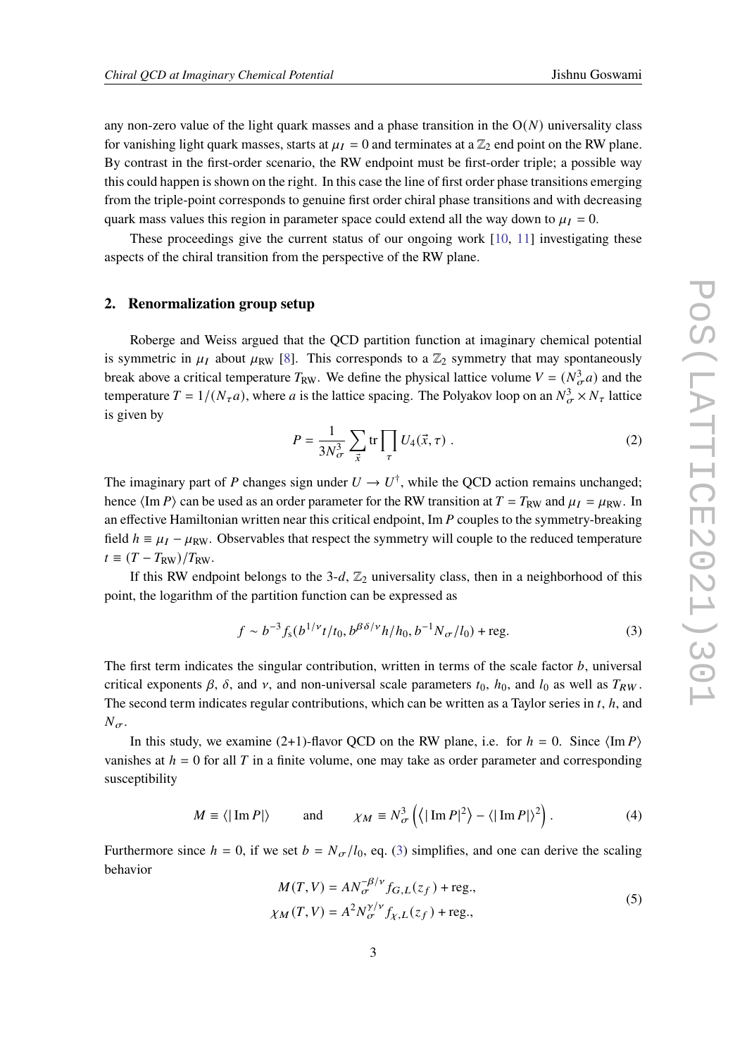any non-zero value of the light quark masses and a phase transition in the $\mathrm{O}(N)$ universality class for vanishing light quark masses, starts at $\mu_I = 0$ and terminates at a $\mathbb{Z}_2$ end point on the RW plane. By contrast in the first-order scenario, the RW endpoint must be first-order triple; a possible way this could happen is shown on the right. In this case the line of first order phase transitions emerging from the triple-point corresponds to genuine first order chiral phase transitions and with decreasing quark mass values this region in parameter space could extend all the way down to $\mu_I = 0$.

These proceedings give the current status of our ongoing work [10, 11] investigating these aspects of the chiral transition from the perspective of the RW plane.

## 2. Renormalization group setup

Roberge and Weiss argued that the QCD partition function at imaginary chemical potential is symmetric in $\mu_I$ about $\mu_{\mathrm{RW}}$ [8]. This corresponds to a $\mathbb{Z}_2$ symmetry that may spontaneously break above a critical temperature $T_{\mathrm{RW}}$. We define the physical lattice volume $V = (N_\sigma^3 a)$ and the temperature $T = 1/(N_\tau a)$, where $a$ is the lattice spacing. The Polyakov loop on an $N_\sigma^3 \times N_\tau$ lattice is given by

$$P = \frac{1}{3N_\sigma^3} \sum_{\vec{x}} \mathrm{tr} \prod_{\tau} U_4(\vec{x}, \tau) \ . \tag{2}$$

The imaginary part of $P$ changes sign under $U \to U^\dagger$, while the QCD action remains unchanged; hence $\langle \mathrm{Im}\, P \rangle$ can be used as an order parameter for the RW transition at $T = T_{\mathrm{RW}}$ and $\mu_I = \mu_{\mathrm{RW}}$. In an effective Hamiltonian written near this critical endpoint, $\mathrm{Im}\, P$ couples to the symmetry-breaking field $h \equiv \mu_I - \mu_{\mathrm{RW}}$. Observables that respect the symmetry will couple to the reduced temperature $t \equiv (T - T_{\mathrm{RW}})/T_{\mathrm{RW}}$.

If this RW endpoint belongs to the 3-$d$, $\mathbb{Z}_2$ universality class, then in a neighborhood of this point, the logarithm of the partition function can be expressed as

$$f \sim b^{-3} f_{\mathrm{s}}(b^{1/\nu} t/t_0, b^{\beta\delta/\nu} h/h_0, b^{-1} N_\sigma/l_0) + \mathrm{reg.} \tag{3}$$

The first term indicates the singular contribution, written in terms of the scale factor $b$, universal critical exponents $\beta$, $\delta$, and $\nu$, and non-universal scale parameters $t_0$, $h_0$, and $l_0$ as well as $T_{RW}$. The second term indicates regular contributions, which can be written as a Taylor series in $t$, $h$, and $N_\sigma$.

In this study, we examine (2+1)-flavor QCD on the RW plane, i.e. for $h = 0$. Since $\langle \mathrm{Im}\, P \rangle$ vanishes at $h = 0$ for all $T$ in a finite volume, one may take as order parameter and corresponding susceptibility

$$M \equiv \langle |\,\mathrm{Im}\, P| \rangle \qquad \text{and} \qquad \chi_M \equiv N_\sigma^3 \left( \left\langle |\,\mathrm{Im}\, P|^2 \right\rangle - \langle |\,\mathrm{Im}\, P| \rangle^2 \right). \tag{4}$$

Furthermore since $h = 0$, if we set $b = N_\sigma/l_0$, eq. (3) simplifies, and one can derive the scaling behavior

$$\begin{aligned} M(T, V) &= A N_\sigma^{-\beta/\nu} f_{G,L}(z_f) + \mathrm{reg.}, \\ \chi_M(T, V) &= A^2 N_\sigma^{\gamma/\nu} f_{\chi,L}(z_f) + \mathrm{reg.}, \end{aligned} \tag{5}$$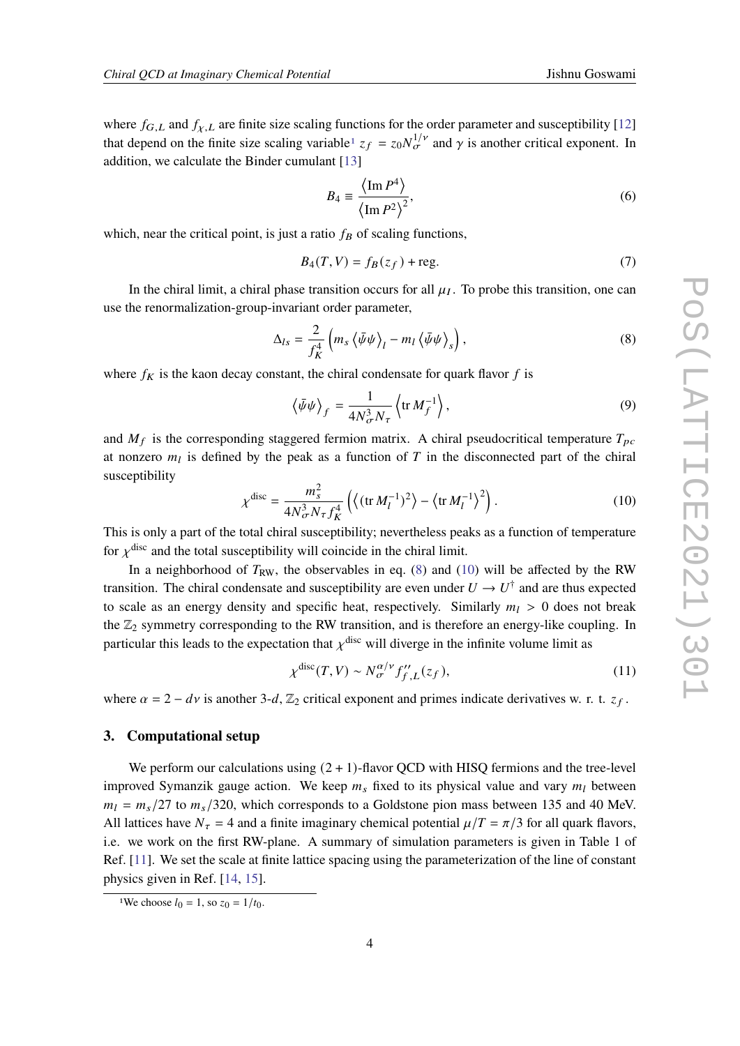where $f_{G,L}$ and $f_{\chi,L}$ are finite size scaling functions for the order parameter and susceptibility [12] that depend on the finite size scaling variable[1] $z_f = z_0 N_\sigma^{1/\nu}$ and $\gamma$ is another critical exponent. In addition, we calculate the Binder cumulant [13]

$$B_4 \equiv \frac{\left\langle \operatorname{Im} P^4 \right\rangle}{\left\langle \operatorname{Im} P^2 \right\rangle^2}, \tag{6}$$

which, near the critical point, is just a ratio $f_B$ of scaling functions,

$$B_4(T,V) = f_B(z_f) + \text{reg.} \tag{7}$$

In the chiral limit, a chiral phase transition occurs for all $\mu_I$. To probe this transition, one can use the renormalization-group-invariant order parameter,

$$\Delta_{ls} = \frac{2}{f_K^4}\left( m_s \left\langle \bar{\psi}\psi \right\rangle_l - m_l \left\langle \bar{\psi}\psi \right\rangle_s \right), \tag{8}$$

where $f_K$ is the kaon decay constant, the chiral condensate for quark flavor $f$ is

$$\left\langle \bar{\psi}\psi \right\rangle_f = \frac{1}{4N_\sigma^3 N_\tau}\left\langle \operatorname{tr} M_f^{-1} \right\rangle, \tag{9}$$

and $M_f$ is the corresponding staggered fermion matrix. A chiral pseudocritical temperature $T_{pc}$ at nonzero $m_l$ is defined by the peak as a function of $T$ in the disconnected part of the chiral susceptibility

$$\chi^{\text{disc}} = \frac{m_s^2}{4N_\sigma^3 N_\tau f_K^4}\left( \left\langle (\operatorname{tr} M_l^{-1})^2 \right\rangle - \left\langle \operatorname{tr} M_l^{-1} \right\rangle^2 \right). \tag{10}$$

This is only a part of the total chiral susceptibility; nevertheless peaks as a function of temperature for $\chi^{\text{disc}}$ and the total susceptibility will coincide in the chiral limit.

In a neighborhood of $T_{\text{RW}}$, the observables in eq. (8) and (10) will be affected by the RW transition. The chiral condensate and susceptibility are even under $U \to U^\dagger$ and are thus expected to scale as an energy density and specific heat, respectively. Similarly $m_l > 0$ does not break the $\mathbb{Z}_2$ symmetry corresponding to the RW transition, and is therefore an energy-like coupling. In particular this leads to the expectation that $\chi^{\text{disc}}$ will diverge in the infinite volume limit as

$$\chi^{\text{disc}}(T,V) \sim N_\sigma^{\alpha/\nu} f''_{f,L}(z_f), \tag{11}$$

where $\alpha = 2 - d\nu$ is another 3-$d$, $\mathbb{Z}_2$ critical exponent and primes indicate derivatives w. r. t. $z_f$.

## 3. Computational setup

We perform our calculations using $(2+1)$-flavor QCD with HISQ fermions and the tree-level improved Symanzik gauge action. We keep $m_s$ fixed to its physical value and vary $m_l$ between $m_l = m_s/27$ to $m_s/320$, which corresponds to a Goldstone pion mass between 135 and 40 MeV. All lattices have $N_\tau = 4$ and a finite imaginary chemical potential $\mu/T = \pi/3$ for all quark flavors, i.e. we work on the first RW-plane. A summary of simulation parameters is given in Table 1 of Ref. [11]. We set the scale at finite lattice spacing using the parameterization of the line of constant physics given in Ref. [14, 15].

[1] We choose $l_0 = 1$, so $z_0 = 1/t_0$.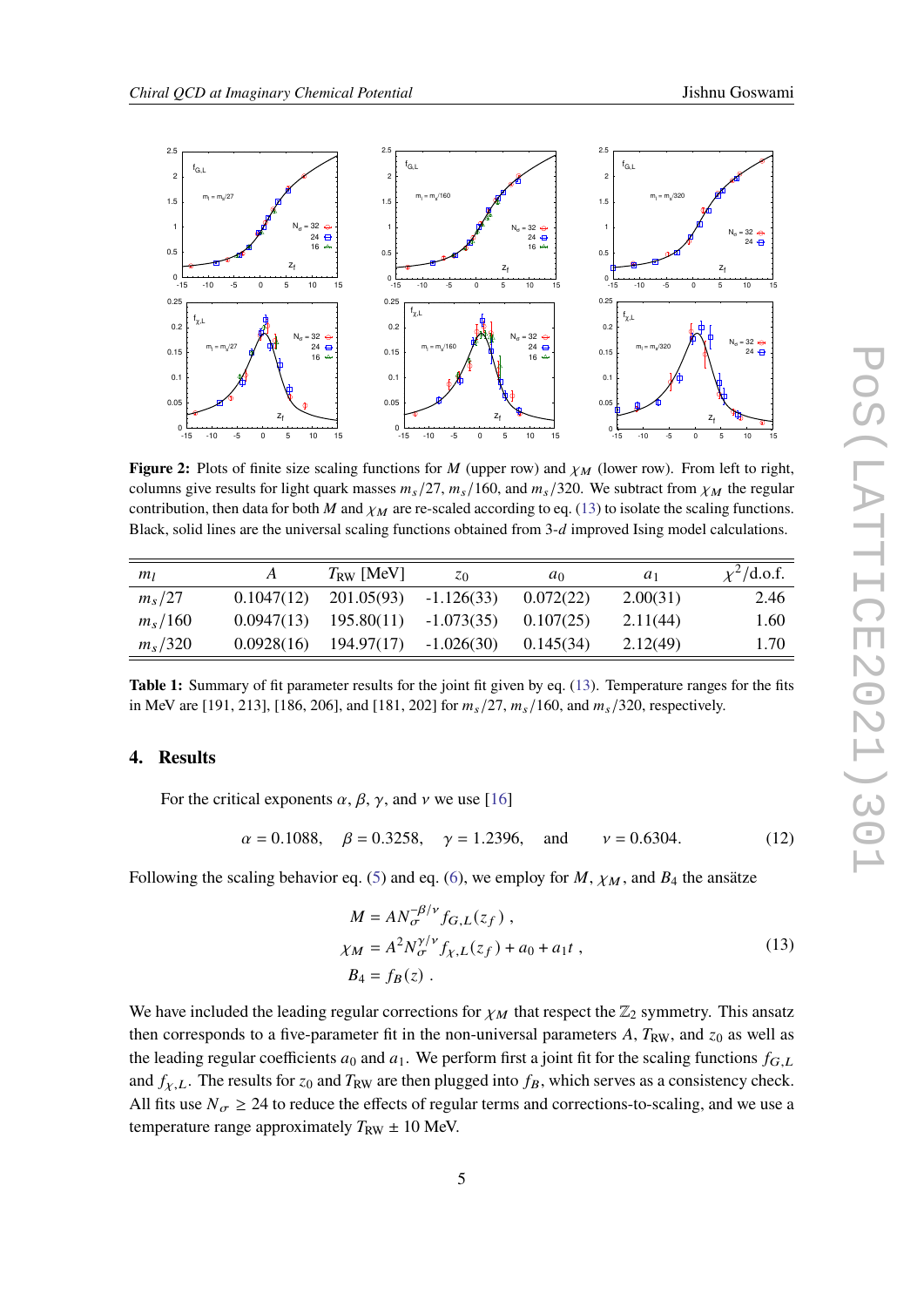**Figure 2:** Plots of finite size scaling functions for $M$ (upper row) and $\chi_M$ (lower row). From left to right, columns give results for light quark masses $m_s/27$, $m_s/160$, and $m_s/320$. We subtract from $\chi_M$ the regular contribution, then data for both $M$ and $\chi_M$ are re-scaled according to eq. (13) to isolate the scaling functions. Black, solid lines are the universal scaling functions obtained from 3-$d$ improved Ising model calculations.

| $m_l$ | $A$ | $T_{\rm RW}$ [MeV] | $z_0$ | $a_0$ | $a_1$ | $\chi^2$/d.o.f. |
|---|---|---|---|---|---|---|
| $m_s/27$ | 0.1047(12) | 201.05(93) | -1.126(33) | 0.072(22) | 2.00(31) | 2.46 |
| $m_s/160$ | 0.0947(13) | 195.80(11) | -1.073(35) | 0.107(25) | 2.11(44) | 1.60 |
| $m_s/320$ | 0.0928(16) | 194.97(17) | -1.026(30) | 0.145(34) | 2.12(49) | 1.70 |

**Table 1:** Summary of fit parameter results for the joint fit given by eq. (13). Temperature ranges for the fits in MeV are [191, 213], [186, 206], and [181, 202] for $m_s/27$, $m_s/160$, and $m_s/320$, respectively.

## 4. Results

For the critical exponents $\alpha$, $\beta$, $\gamma$, and $\nu$ we use [16]

$$\alpha = 0.1088, \quad \beta = 0.3258, \quad \gamma = 1.2396, \quad \text{and} \quad \nu = 0.6304. \tag{12}$$

Following the scaling behavior eq. (5) and eq. (6), we employ for $M$, $\chi_M$, and $B_4$ the ansätze

$$\begin{aligned} M &= A N_\sigma^{-\beta/\nu} f_{G,L}(z_f)\,, \\ \chi_M &= A^2 N_\sigma^{\gamma/\nu} f_{\chi,L}(z_f) + a_0 + a_1 t\,, \\ B_4 &= f_B(z)\,. \end{aligned} \tag{13}$$

We have included the leading regular corrections for $\chi_M$ that respect the $\mathbb{Z}_2$ symmetry. This ansatz then corresponds to a five-parameter fit in the non-universal parameters $A$, $T_{\rm RW}$, and $z_0$ as well as the leading regular coefficients $a_0$ and $a_1$. We perform first a joint fit for the scaling functions $f_{G,L}$ and $f_{\chi,L}$. The results for $z_0$ and $T_{\rm RW}$ are then plugged into $f_B$, which serves as a consistency check. All fits use $N_\sigma \geq 24$ to reduce the effects of regular terms and corrections-to-scaling, and we use a temperature range approximately $T_{\rm RW} \pm 10$ MeV.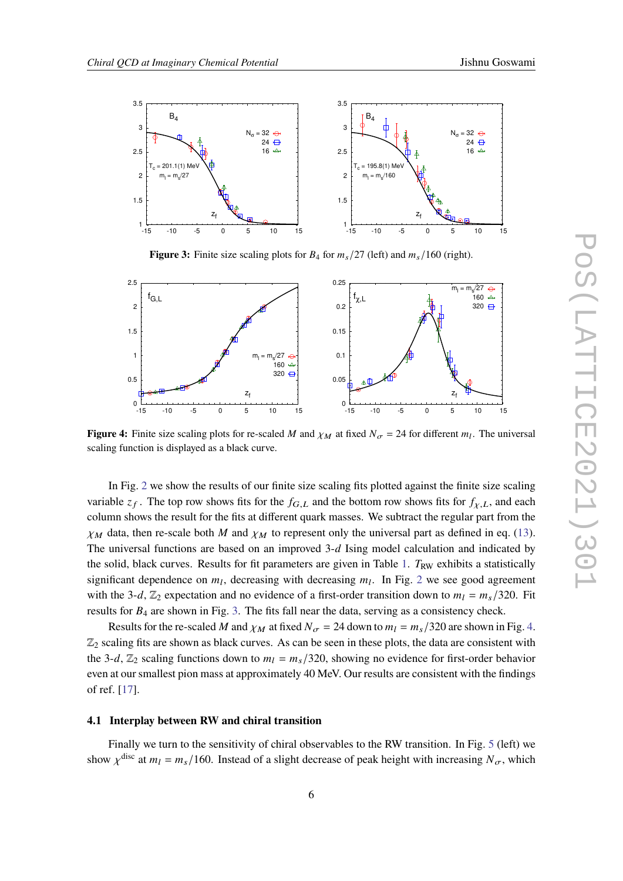**Figure 3:** Finite size scaling plots for $B_4$ for $m_s/27$ (left) and $m_s/160$ (right).

**Figure 4:** Finite size scaling plots for re-scaled $M$ and $\chi_M$ at fixed $N_\sigma = 24$ for different $m_l$. The universal scaling function is displayed as a black curve.

In Fig. 2 we show the results of our finite size scaling fits plotted against the finite size scaling variable $z_f$. The top row shows fits for the $f_{G,L}$ and the bottom row shows fits for $f_{\chi,L}$, and each column shows the result for the fits at different quark masses. We subtract the regular part from the $\chi_M$ data, then re-scale both $M$ and $\chi_M$ to represent only the universal part as defined in eq. (13). The universal functions are based on an improved 3-$d$ Ising model calculation and indicated by the solid, black curves. Results for fit parameters are given in Table 1. $T_{\rm RW}$ exhibits a statistically significant dependence on $m_l$, decreasing with decreasing $m_l$. In Fig. 2 we see good agreement with the 3-$d$, $\mathbb{Z}_2$ expectation and no evidence of a first-order transition down to $m_l = m_s/320$. Fit results for $B_4$ are shown in Fig. 3. The fits fall near the data, serving as a consistency check.

Results for the re-scaled $M$ and $\chi_M$ at fixed $N_\sigma = 24$ down to $m_l = m_s/320$ are shown in Fig. 4. $\mathbb{Z}_2$ scaling fits are shown as black curves. As can be seen in these plots, the data are consistent with the 3-$d$, $\mathbb{Z}_2$ scaling functions down to $m_l = m_s/320$, showing no evidence for first-order behavior even at our smallest pion mass at approximately 40 MeV. Our results are consistent with the findings of ref. [17].

### 4.1 Interplay between RW and chiral transition

Finally we turn to the sensitivity of chiral observables to the RW transition. In Fig. 5 (left) we show $\chi^{\rm disc}$ at $m_l = m_s/160$. Instead of a slight decrease of peak height with increasing $N_\sigma$, which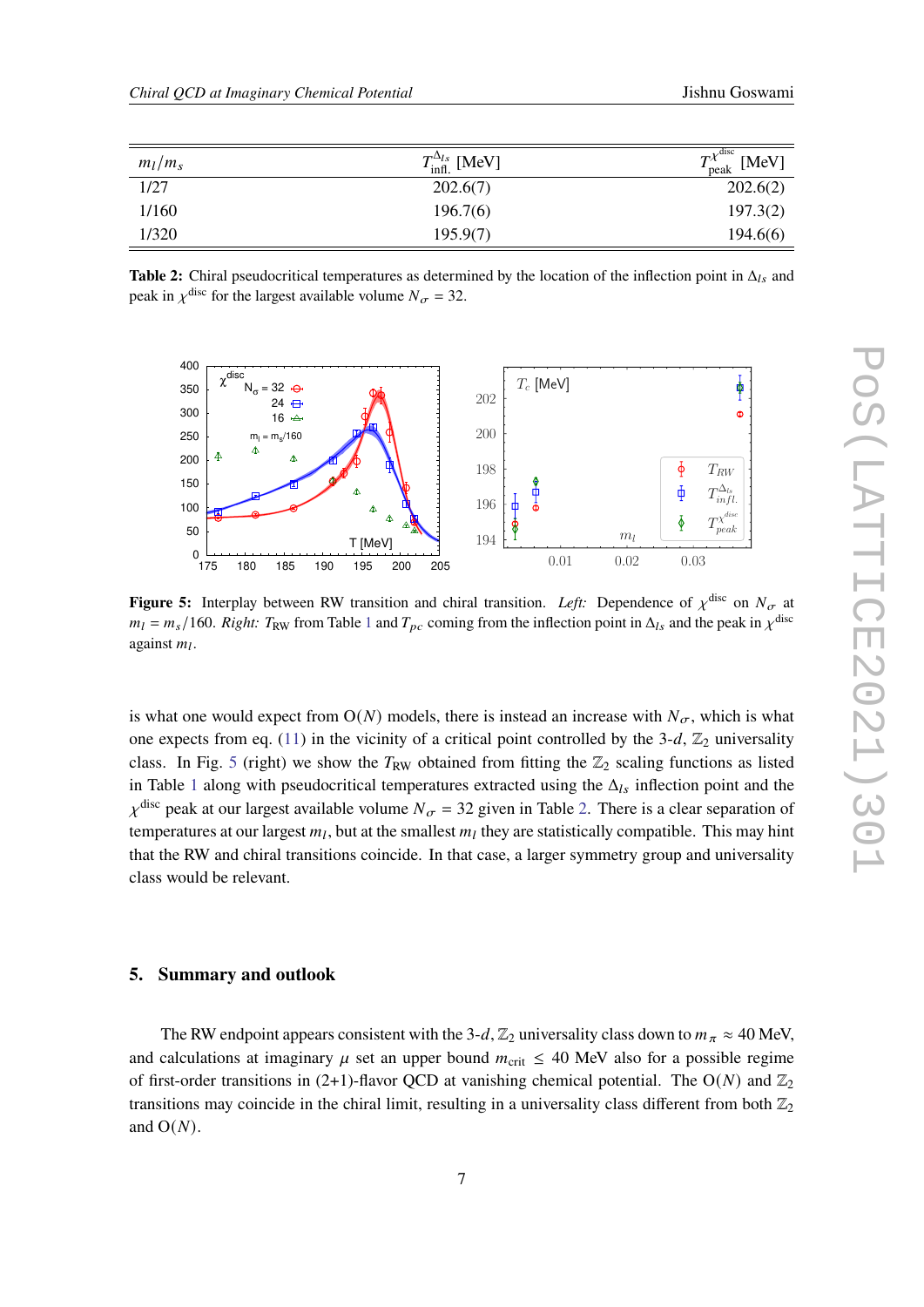| $m_l/m_s$ | $T_{\text{infl.}}^{\Delta_{ls}}$ [MeV] | $T_{\text{peak}}^{\chi^{\text{disc}}}$ [MeV] |
|---|---|---|
| 1/27 | 202.6(7) | 202.6(2) |
| 1/160 | 196.7(6) | 197.3(2) |
| 1/320 | 195.9(7) | 194.6(6) |

**Table 2:** Chiral pseudocritical temperatures as determined by the location of the inflection point in $\Delta_{ls}$ and peak in $\chi^{\text{disc}}$ for the largest available volume $N_\sigma = 32$.

**Figure 5:** Interplay between RW transition and chiral transition. *Left:* Dependence of $\chi^{\text{disc}}$ on $N_\sigma$ at $m_l = m_s/160$. *Right:* $T_{\text{RW}}$ from Table 1 and $T_{pc}$ coming from the inflection point in $\Delta_{ls}$ and the peak in $\chi^{\text{disc}}$ against $m_l$.

is what one would expect from O($N$) models, there is instead an increase with $N_\sigma$, which is what one expects from eq. (11) in the vicinity of a critical point controlled by the 3-$d$, $\mathbb{Z}_2$ universality class. In Fig. 5 (right) we show the $T_{\text{RW}}$ obtained from fitting the $\mathbb{Z}_2$ scaling functions as listed in Table 1 along with pseudocritical temperatures extracted using the $\Delta_{ls}$ inflection point and the $\chi^{\text{disc}}$ peak at our largest available volume $N_\sigma = 32$ given in Table 2. There is a clear separation of temperatures at our largest $m_l$, but at the smallest $m_l$ they are statistically compatible. This may hint that the RW and chiral transitions coincide. In that case, a larger symmetry group and universality class would be relevant.

## 5. Summary and outlook

The RW endpoint appears consistent with the 3-$d$, $\mathbb{Z}_2$ universality class down to $m_\pi \approx 40$ MeV, and calculations at imaginary $\mu$ set an upper bound $m_{\text{crit}} \leq 40$ MeV also for a possible regime of first-order transitions in (2+1)-flavor QCD at vanishing chemical potential. The O($N$) and $\mathbb{Z}_2$ transitions may coincide in the chiral limit, resulting in a universality class different from both $\mathbb{Z}_2$ and O($N$).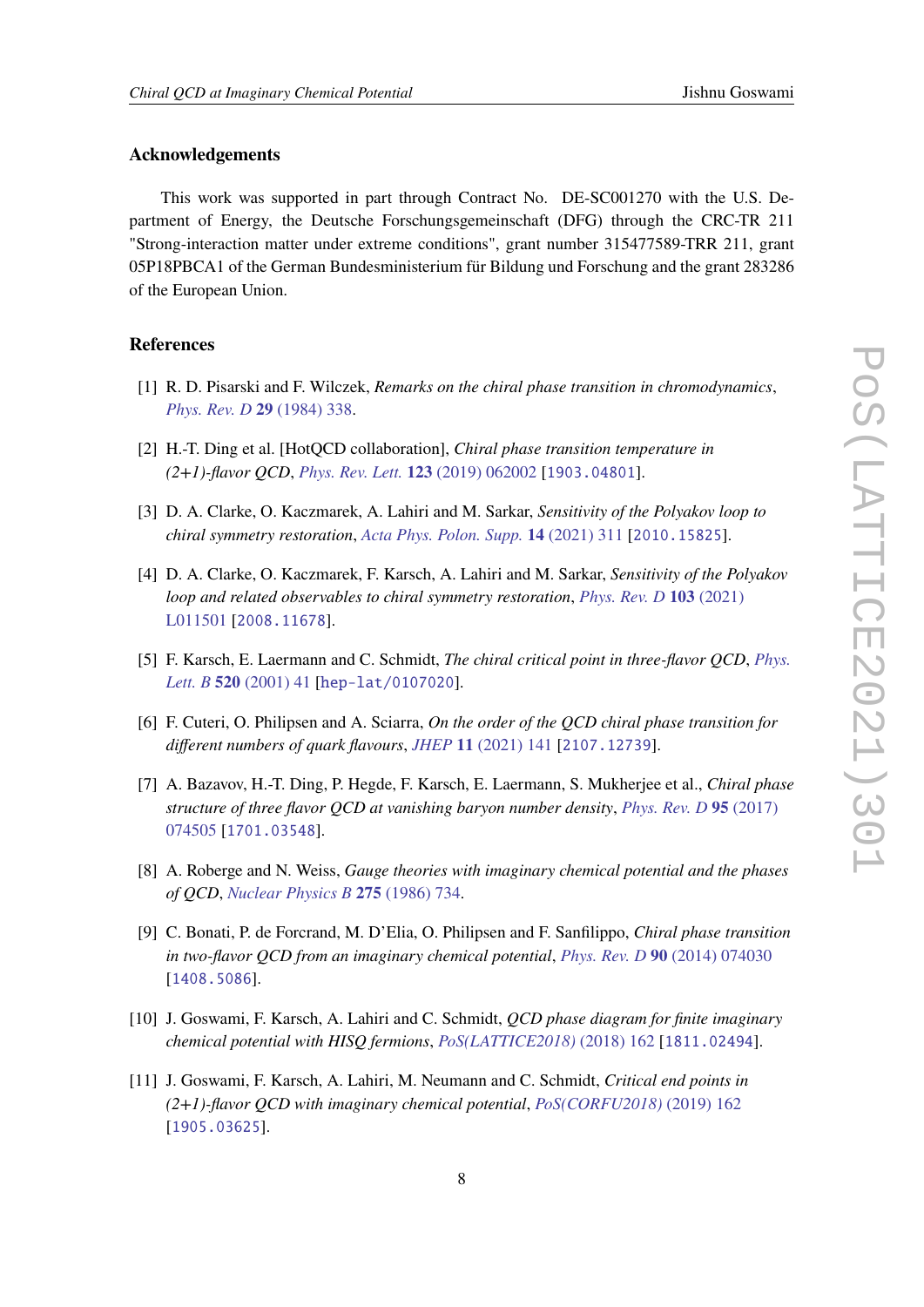### Acknowledgements

This work was supported in part through Contract No. DE-SC001270 with the U.S. Department of Energy, the Deutsche Forschungsgemeinschaft (DFG) through the CRC-TR 211 "Strong-interaction matter under extreme conditions", grant number 315477589-TRR 211, grant 05P18PBCA1 of the German Bundesministerium für Bildung und Forschung and the grant 283286 of the European Union.

### References

[1] R. D. Pisarski and F. Wilczek, *Remarks on the chiral phase transition in chromodynamics*, *Phys. Rev. D* **29** (1984) 338.

[2] H.-T. Ding et al. [HotQCD collaboration], *Chiral phase transition temperature in (2+1)-flavor QCD*, *Phys. Rev. Lett.* **123** (2019) 062002 [1903.04801].

[3] D. A. Clarke, O. Kaczmarek, A. Lahiri and M. Sarkar, *Sensitivity of the Polyakov loop to chiral symmetry restoration*, *Acta Phys. Polon. Supp.* **14** (2021) 311 [2010.15825].

[4] D. A. Clarke, O. Kaczmarek, F. Karsch, A. Lahiri and M. Sarkar, *Sensitivity of the Polyakov loop and related observables to chiral symmetry restoration*, *Phys. Rev. D* **103** (2021) L011501 [2008.11678].

[5] F. Karsch, E. Laermann and C. Schmidt, *The chiral critical point in three-flavor QCD*, *Phys. Lett. B* **520** (2001) 41 [hep-lat/0107020].

[6] F. Cuteri, O. Philipsen and A. Sciarra, *On the order of the QCD chiral phase transition for different numbers of quark flavours*, *JHEP* **11** (2021) 141 [2107.12739].

[7] A. Bazavov, H.-T. Ding, P. Hegde, F. Karsch, E. Laermann, S. Mukherjee et al., *Chiral phase structure of three flavor QCD at vanishing baryon number density*, *Phys. Rev. D* **95** (2017) 074505 [1701.03548].

[8] A. Roberge and N. Weiss, *Gauge theories with imaginary chemical potential and the phases of QCD*, *Nuclear Physics B* **275** (1986) 734.

[9] C. Bonati, P. de Forcrand, M. D'Elia, O. Philipsen and F. Sanfilippo, *Chiral phase transition in two-flavor QCD from an imaginary chemical potential*, *Phys. Rev. D* **90** (2014) 074030 [1408.5086].

[10] J. Goswami, F. Karsch, A. Lahiri and C. Schmidt, *QCD phase diagram for finite imaginary chemical potential with HISQ fermions*, *PoS(LATTICE2018)* (2018) 162 [1811.02494].

[11] J. Goswami, F. Karsch, A. Lahiri, M. Neumann and C. Schmidt, *Critical end points in (2+1)-flavor QCD with imaginary chemical potential*, *PoS(CORFU2018)* (2019) 162 [1905.03625].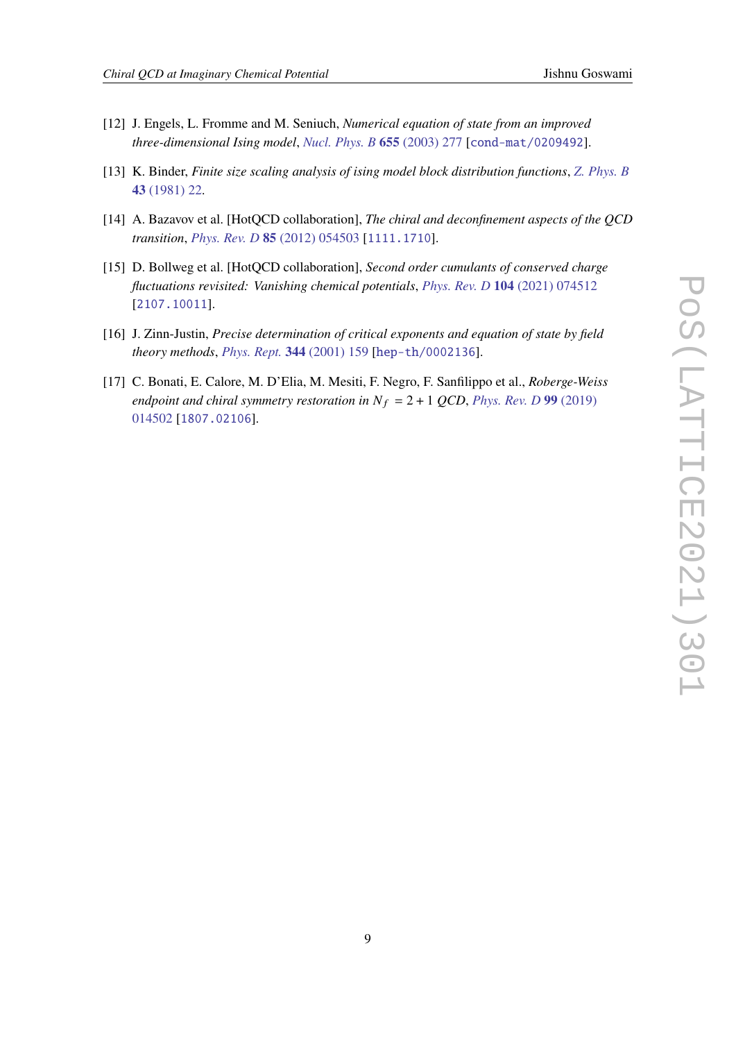[12] J. Engels, L. Fromme and M. Seniuch, *Numerical equation of state from an improved three-dimensional Ising model*, Nucl. Phys. B **655** (2003) 277 [cond-mat/0209492].

[13] K. Binder, *Finite size scaling analysis of ising model block distribution functions*, Z. Phys. B **43** (1981) 22.

[14] A. Bazavov et al. [HotQCD collaboration], *The chiral and deconfinement aspects of the QCD transition*, Phys. Rev. D **85** (2012) 054503 [1111.1710].

[15] D. Bollweg et al. [HotQCD collaboration], *Second order cumulants of conserved charge fluctuations revisited: Vanishing chemical potentials*, Phys. Rev. D **104** (2021) 074512 [2107.10011].

[16] J. Zinn-Justin, *Precise determination of critical exponents and equation of state by field theory methods*, Phys. Rept. **344** (2001) 159 [hep-th/0002136].

[17] C. Bonati, E. Calore, M. D'Elia, M. Mesiti, F. Negro, F. Sanfilippo et al., *Roberge-Weiss endpoint and chiral symmetry restoration in $N_f = 2 + 1$ QCD*, Phys. Rev. D **99** (2019) 014502 [1807.02106].